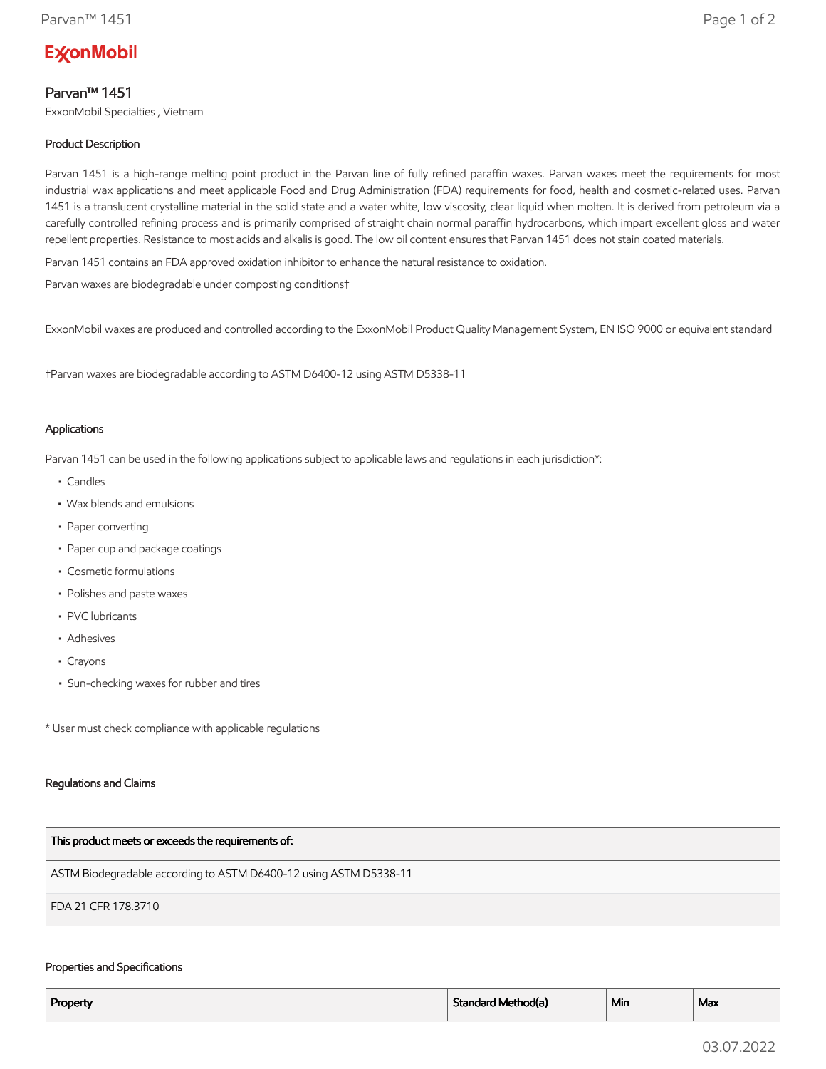# Parvan™ 1451

ExxonMobil Specialties , Vietnam

### Product Description

Parvan 1451 is a high-range melting point product in the Parvan line of fully refined paraffin waxes. Parvan waxes meet the requirements for most industrial wax applications and meet applicable Food and Drug Administration (FDA) requirements for food, health and cosmetic-related uses. Parvan 1451 is a translucent crystalline material in the solid state and a water white, low viscosity, clear liquid when molten. It is derived from petroleum via a carefully controlled refining process and is primarily comprised of straight chain normal paraffin hydrocarbons, which impart excellent gloss and water repellent properties. Resistance to most acids and alkalis is good. The low oil content ensures that Parvan 1451 does not stain coated materials.

Parvan 1451 contains an FDA approved oxidation inhibitor to enhance the natural resistance to oxidation.

Parvan waxes are biodegradable under composting conditions†

ExxonMobil waxes are produced and controlled according to the ExxonMobil Product Quality Management System, EN ISO 9000 or equivalent standard

†Parvan waxes are biodegradable according to ASTM D6400-12 using ASTM D5338-11

### Applications

Parvan 1451 can be used in the following applications subject to applicable laws and regulations in each jurisdiction*:

- Candles
- Wax blends and emulsions
- Paper converting
- Paper cup and package coatings
- Cosmetic formulations
- Polishes and paste waxes
- PVC lubricants
- Adhesives
- Crayons
- Sun-checking waxes for rubber and tires

* User must check compliance with applicable regulations

### Regulations and Claims

| This product meets or exceeds the requirements of: |
|---|
| ASTM Biodegradable according to ASTM D6400-12 using ASTM D5338-11 |
| FDA 21 CFR 178.3710 |

### Properties and Specifications

| Property | Standard Method(a) | Min | Max |
|---|---|---|---|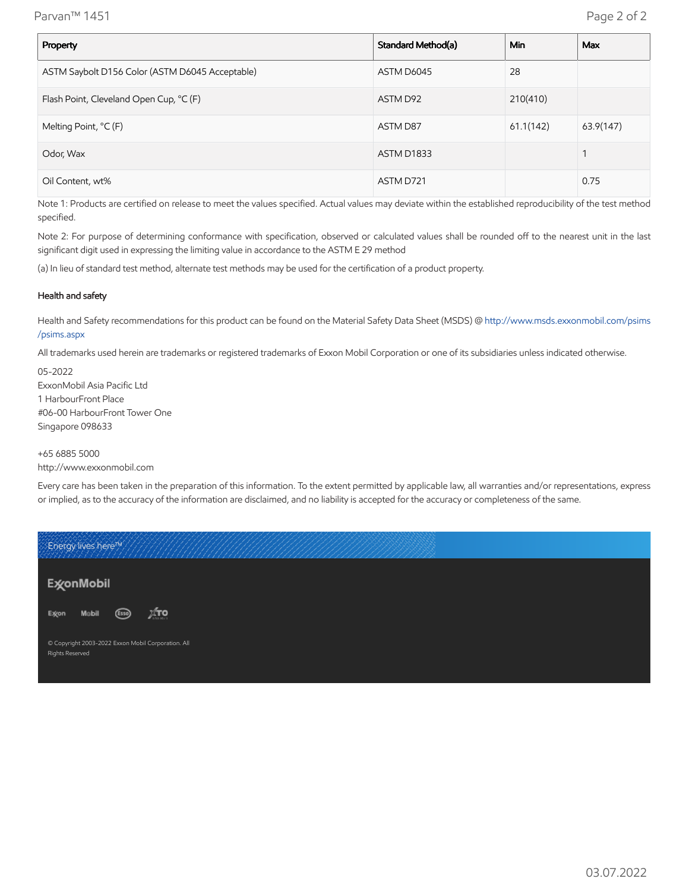| Property | Standard Method(a) | Min | Max |
| --- | --- | --- | --- |
| ASTM Saybolt D156 Color (ASTM D6045 Acceptable) | ASTM D6045 | 28 | |
| Flash Point, Cleveland Open Cup, °C (F) | ASTM D92 | 210(410) | |
| Melting Point, °C (F) | ASTM D87 | 61.1(142) | 63.9(147) |
| Odor, Wax | ASTM D1833 | | 1 |
| Oil Content, wt% | ASTM D721 | | 0.75 |

Note 1: Products are certified on release to meet the values specified. Actual values may deviate within the established reproducibility of the test method specified.

Note 2: For purpose of determining conformance with specification, observed or calculated values shall be rounded off to the nearest unit in the last significant digit used in expressing the limiting value in accordance to the ASTM E 29 method

(a) In lieu of standard test method, alternate test methods may be used for the certification of a product property.

#### Health and safety

Health and Safety recommendations for this product can be found on the Material Safety Data Sheet (MSDS) @ http://www.msds.exxonmobil.com/psims/psims.aspx

All trademarks used herein are trademarks or registered trademarks of Exxon Mobil Corporation or one of its subsidiaries unless indicated otherwise.

05-2022
ExxonMobil Asia Pacific Ltd
1 HarbourFront Place
#06-00 HarbourFront Tower One
Singapore 098633

+65 6885 5000
http://www.exxonmobil.com

Every care has been taken in the preparation of this information. To the extent permitted by applicable law, all warranties and/or representations, express or implied, as to the accuracy of the information are disclaimed, and no liability is accepted for the accuracy or completeness of the same.

Energy lives here™

ExxonMobil

Exxon Mobil Esso XTO

© Copyright 2003-2022 Exxon Mobil Corporation. All Rights Reserved